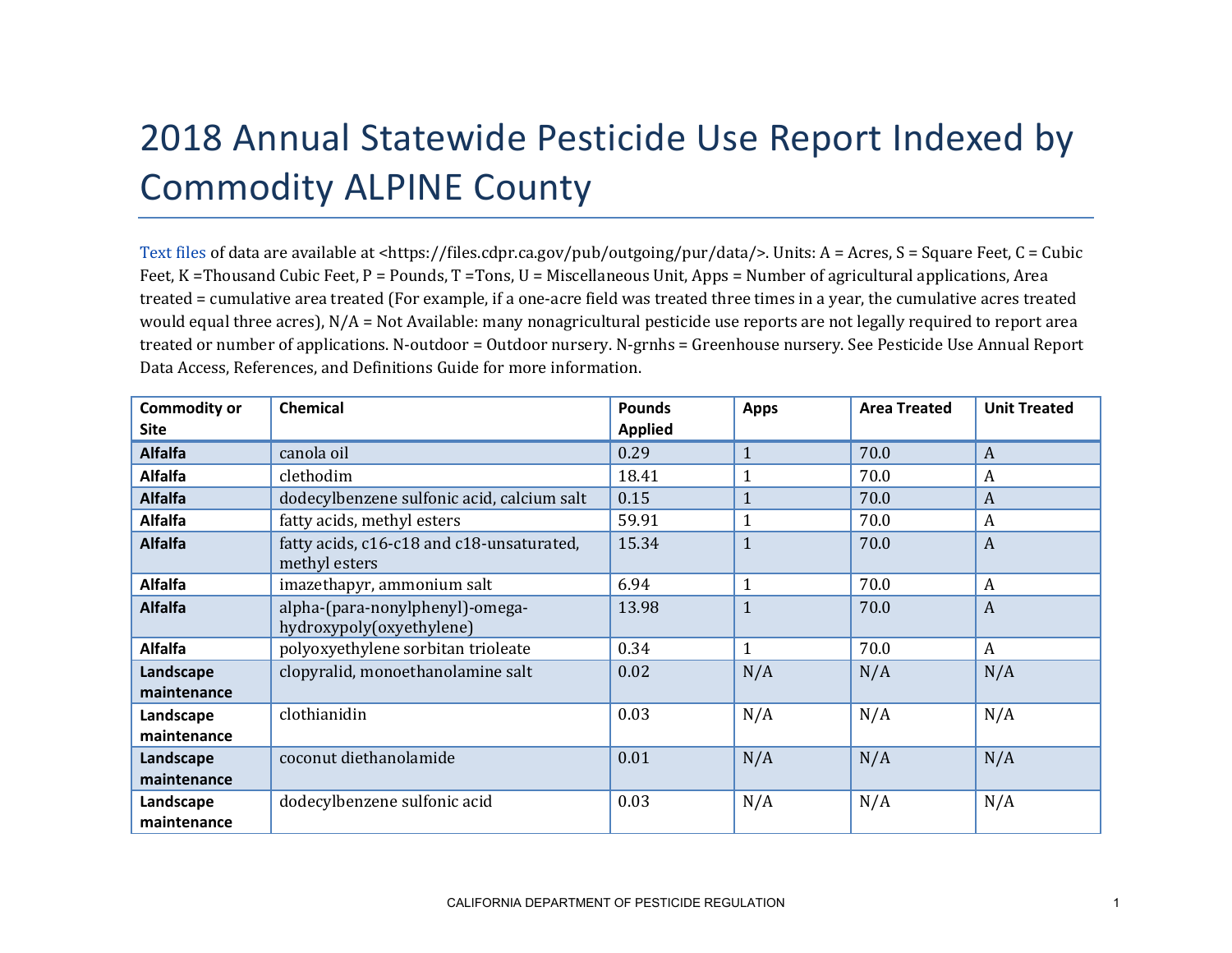# 2018 Annual Statewide Pesticide Use Report Indexed by Commodity ALPINE County

Text files of data are available at <https://files.cdpr.ca.gov/pub/outgoing/pur/data/>. Units: A = Acres, S = Square Feet, C = Cubic Feet, K =Thousand Cubic Feet, P = Pounds, T =Tons, U = Miscellaneous Unit, Apps = Number of agricultural applications, Area treated = cumulative area treated (For example, if a one-acre field was treated three times in a year, the cumulative acres treated would equal three acres), N/A = Not Available: many nonagricultural pesticide use reports are not legally required to report area treated or number of applications. N-outdoor = Outdoor nursery. N-grnhs = Greenhouse nursery. See Pesticide Use Annual Report Data Access, References, and Definitions Guide for more information.

| Commodity or Site | Chemical | Pounds Applied | Apps | Area Treated | Unit Treated |
|---|---|---|---|---|---|
| **Alfalfa** | canola oil | 0.29 | 1 | 70.0 | A |
| **Alfalfa** | clethodim | 18.41 | 1 | 70.0 | A |
| **Alfalfa** | dodecylbenzene sulfonic acid, calcium salt | 0.15 | 1 | 70.0 | A |
| **Alfalfa** | fatty acids, methyl esters | 59.91 | 1 | 70.0 | A |
| **Alfalfa** | fatty acids, c16-c18 and c18-unsaturated, methyl esters | 15.34 | 1 | 70.0 | A |
| **Alfalfa** | imazethapyr, ammonium salt | 6.94 | 1 | 70.0 | A |
| **Alfalfa** | alpha-(para-nonylphenyl)-omega-hydroxypoly(oxyethylene) | 13.98 | 1 | 70.0 | A |
| **Alfalfa** | polyoxyethylene sorbitan trioleate | 0.34 | 1 | 70.0 | A |
| **Landscape maintenance** | clopyralid, monoethanolamine salt | 0.02 | N/A | N/A | N/A |
| **Landscape maintenance** | clothianidin | 0.03 | N/A | N/A | N/A |
| **Landscape maintenance** | coconut diethanolamide | 0.01 | N/A | N/A | N/A |
| **Landscape maintenance** | dodecylbenzene sulfonic acid | 0.03 | N/A | N/A | N/A |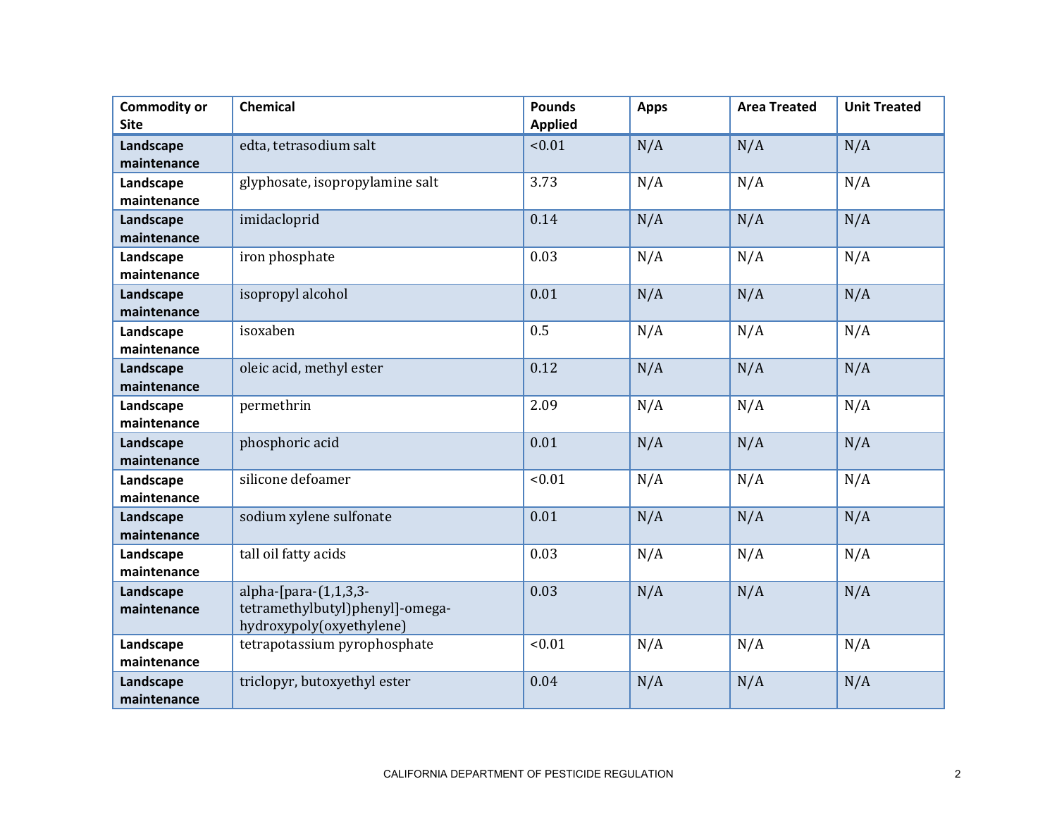| Commodity or Site | Chemical | Pounds Applied | Apps | Area Treated | Unit Treated |
|---|---|---|---|---|---|
| **Landscape maintenance** | edta, tetrasodium salt | <0.01 | N/A | N/A | N/A |
| **Landscape maintenance** | glyphosate, isopropylamine salt | 3.73 | N/A | N/A | N/A |
| **Landscape maintenance** | imidacloprid | 0.14 | N/A | N/A | N/A |
| **Landscape maintenance** | iron phosphate | 0.03 | N/A | N/A | N/A |
| **Landscape maintenance** | isopropyl alcohol | 0.01 | N/A | N/A | N/A |
| **Landscape maintenance** | isoxaben | 0.5 | N/A | N/A | N/A |
| **Landscape maintenance** | oleic acid, methyl ester | 0.12 | N/A | N/A | N/A |
| **Landscape maintenance** | permethrin | 2.09 | N/A | N/A | N/A |
| **Landscape maintenance** | phosphoric acid | 0.01 | N/A | N/A | N/A |
| **Landscape maintenance** | silicone defoamer | <0.01 | N/A | N/A | N/A |
| **Landscape maintenance** | sodium xylene sulfonate | 0.01 | N/A | N/A | N/A |
| **Landscape maintenance** | tall oil fatty acids | 0.03 | N/A | N/A | N/A |
| **Landscape maintenance** | alpha-[para-(1,1,3,3-tetramethylbutyl)phenyl]-omega-hydroxypoly(oxyethylene) | 0.03 | N/A | N/A | N/A |
| **Landscape maintenance** | tetrapotassium pyrophosphate | <0.01 | N/A | N/A | N/A |
| **Landscape maintenance** | triclopyr, butoxyethyl ester | 0.04 | N/A | N/A | N/A |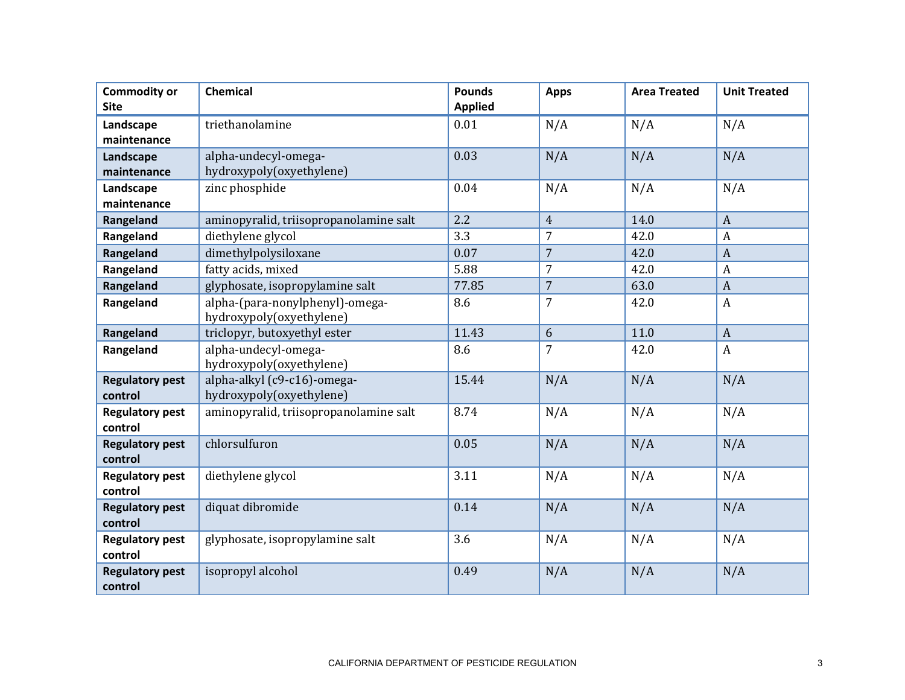| Commodity or Site | Chemical | Pounds Applied | Apps | Area Treated | Unit Treated |
|---|---|---|---|---|---|
| **Landscape maintenance** | triethanolamine | 0.01 | N/A | N/A | N/A |
| **Landscape maintenance** | alpha-undecyl-omega-hydroxypoly(oxyethylene) | 0.03 | N/A | N/A | N/A |
| **Landscape maintenance** | zinc phosphide | 0.04 | N/A | N/A | N/A |
| **Rangeland** | aminopyralid, triisopropanolamine salt | 2.2 | 4 | 14.0 | A |
| **Rangeland** | diethylene glycol | 3.3 | 7 | 42.0 | A |
| **Rangeland** | dimethylpolysiloxane | 0.07 | 7 | 42.0 | A |
| **Rangeland** | fatty acids, mixed | 5.88 | 7 | 42.0 | A |
| **Rangeland** | glyphosate, isopropylamine salt | 77.85 | 7 | 63.0 | A |
| **Rangeland** | alpha-(para-nonylphenyl)-omega-hydroxypoly(oxyethylene) | 8.6 | 7 | 42.0 | A |
| **Rangeland** | triclopyr, butoxyethyl ester | 11.43 | 6 | 11.0 | A |
| **Rangeland** | alpha-undecyl-omega-hydroxypoly(oxyethylene) | 8.6 | 7 | 42.0 | A |
| **Regulatory pest control** | alpha-alkyl (c9-c16)-omega-hydroxypoly(oxyethylene) | 15.44 | N/A | N/A | N/A |
| **Regulatory pest control** | aminopyralid, triisopropanolamine salt | 8.74 | N/A | N/A | N/A |
| **Regulatory pest control** | chlorsulfuron | 0.05 | N/A | N/A | N/A |
| **Regulatory pest control** | diethylene glycol | 3.11 | N/A | N/A | N/A |
| **Regulatory pest control** | diquat dibromide | 0.14 | N/A | N/A | N/A |
| **Regulatory pest control** | glyphosate, isopropylamine salt | 3.6 | N/A | N/A | N/A |
| **Regulatory pest control** | isopropyl alcohol | 0.49 | N/A | N/A | N/A |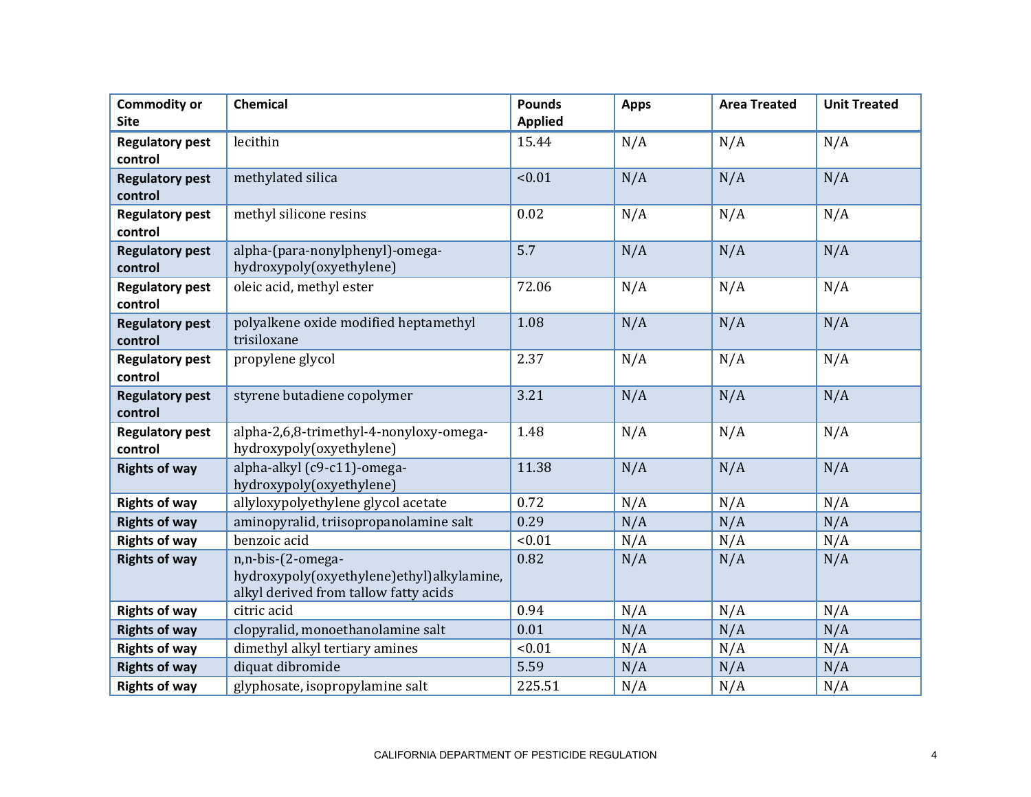| Commodity or Site | Chemical | Pounds Applied | Apps | Area Treated | Unit Treated |
|---|---|---|---|---|---|
| **Regulatory pest control** | lecithin | 15.44 | N/A | N/A | N/A |
| **Regulatory pest control** | methylated silica | <0.01 | N/A | N/A | N/A |
| **Regulatory pest control** | methyl silicone resins | 0.02 | N/A | N/A | N/A |
| **Regulatory pest control** | alpha-(para-nonylphenyl)-omega-hydroxypoly(oxyethylene) | 5.7 | N/A | N/A | N/A |
| **Regulatory pest control** | oleic acid, methyl ester | 72.06 | N/A | N/A | N/A |
| **Regulatory pest control** | polyalkene oxide modified heptamethyl trisiloxane | 1.08 | N/A | N/A | N/A |
| **Regulatory pest control** | propylene glycol | 2.37 | N/A | N/A | N/A |
| **Regulatory pest control** | styrene butadiene copolymer | 3.21 | N/A | N/A | N/A |
| **Regulatory pest control** | alpha-2,6,8-trimethyl-4-nonyloxy-omega-hydroxypoly(oxyethylene) | 1.48 | N/A | N/A | N/A |
| **Rights of way** | alpha-alkyl (c9-c11)-omega-hydroxypoly(oxyethylene) | 11.38 | N/A | N/A | N/A |
| **Rights of way** | allyloxypolyethylene glycol acetate | 0.72 | N/A | N/A | N/A |
| **Rights of way** | aminopyralid, triisopropanolamine salt | 0.29 | N/A | N/A | N/A |
| **Rights of way** | benzoic acid | <0.01 | N/A | N/A | N/A |
| **Rights of way** | n,n-bis-(2-omega-hydroxypoly(oxyethylene)ethyl)alkylamine, alkyl derived from tallow fatty acids | 0.82 | N/A | N/A | N/A |
| **Rights of way** | citric acid | 0.94 | N/A | N/A | N/A |
| **Rights of way** | clopyralid, monoethanolamine salt | 0.01 | N/A | N/A | N/A |
| **Rights of way** | dimethyl alkyl tertiary amines | <0.01 | N/A | N/A | N/A |
| **Rights of way** | diquat dibromide | 5.59 | N/A | N/A | N/A |
| **Rights of way** | glyphosate, isopropylamine salt | 225.51 | N/A | N/A | N/A |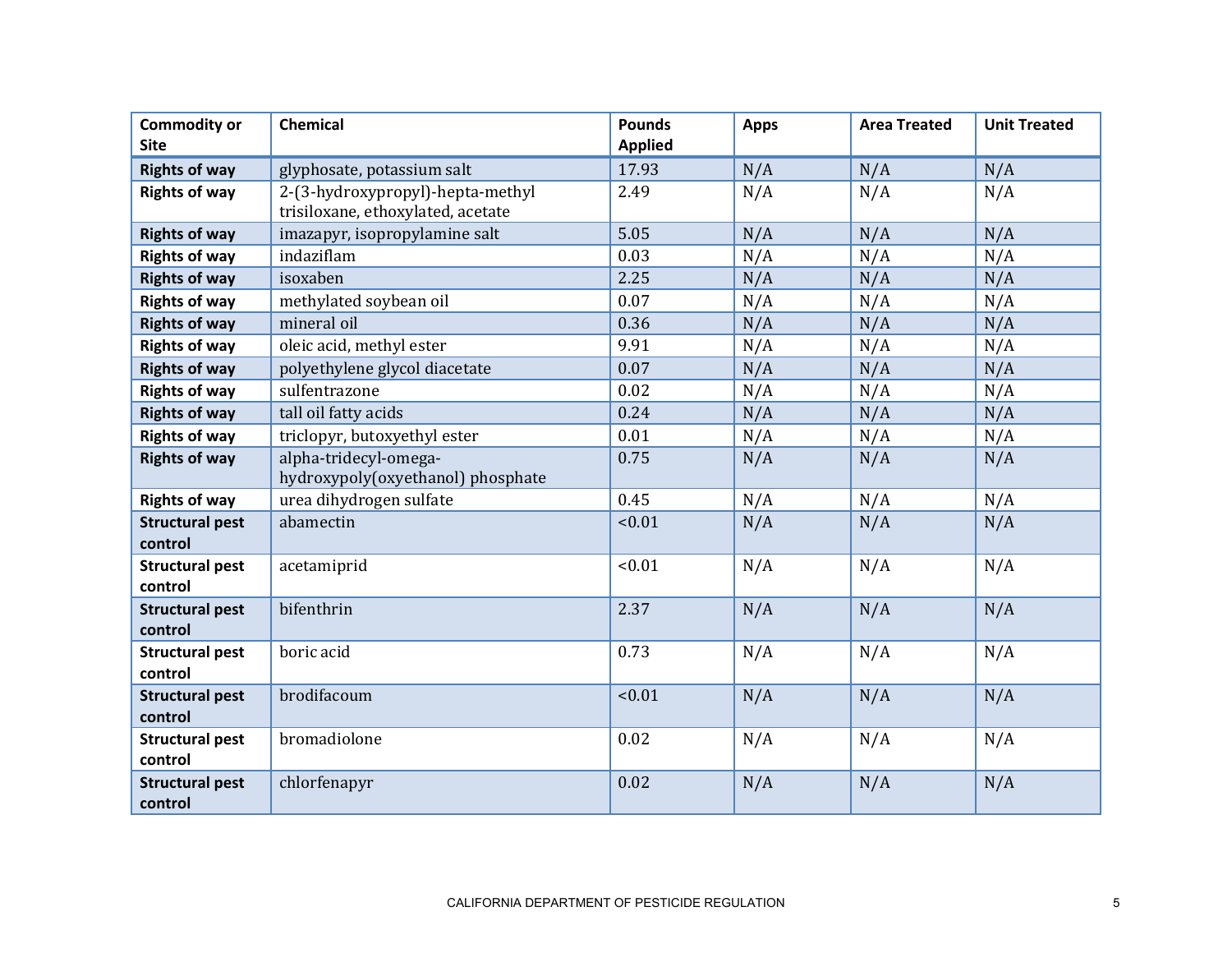| Commodity or Site | Chemical | Pounds Applied | Apps | Area Treated | Unit Treated |
|---|---|---|---|---|---|
| **Rights of way** | glyphosate, potassium salt | 17.93 | N/A | N/A | N/A |
| **Rights of way** | 2-(3-hydroxypropyl)-hepta-methyl trisiloxane, ethoxylated, acetate | 2.49 | N/A | N/A | N/A |
| **Rights of way** | imazapyr, isopropylamine salt | 5.05 | N/A | N/A | N/A |
| **Rights of way** | indaziflam | 0.03 | N/A | N/A | N/A |
| **Rights of way** | isoxaben | 2.25 | N/A | N/A | N/A |
| **Rights of way** | methylated soybean oil | 0.07 | N/A | N/A | N/A |
| **Rights of way** | mineral oil | 0.36 | N/A | N/A | N/A |
| **Rights of way** | oleic acid, methyl ester | 9.91 | N/A | N/A | N/A |
| **Rights of way** | polyethylene glycol diacetate | 0.07 | N/A | N/A | N/A |
| **Rights of way** | sulfentrazone | 0.02 | N/A | N/A | N/A |
| **Rights of way** | tall oil fatty acids | 0.24 | N/A | N/A | N/A |
| **Rights of way** | triclopyr, butoxyethyl ester | 0.01 | N/A | N/A | N/A |
| **Rights of way** | alpha-tridecyl-omega-hydroxypoly(oxyethanol) phosphate | 0.75 | N/A | N/A | N/A |
| **Rights of way** | urea dihydrogen sulfate | 0.45 | N/A | N/A | N/A |
| **Structural pest control** | abamectin | <0.01 | N/A | N/A | N/A |
| **Structural pest control** | acetamiprid | <0.01 | N/A | N/A | N/A |
| **Structural pest control** | bifenthrin | 2.37 | N/A | N/A | N/A |
| **Structural pest control** | boric acid | 0.73 | N/A | N/A | N/A |
| **Structural pest control** | brodifacoum | <0.01 | N/A | N/A | N/A |
| **Structural pest control** | bromadiolone | 0.02 | N/A | N/A | N/A |
| **Structural pest control** | chlorfenapyr | 0.02 | N/A | N/A | N/A |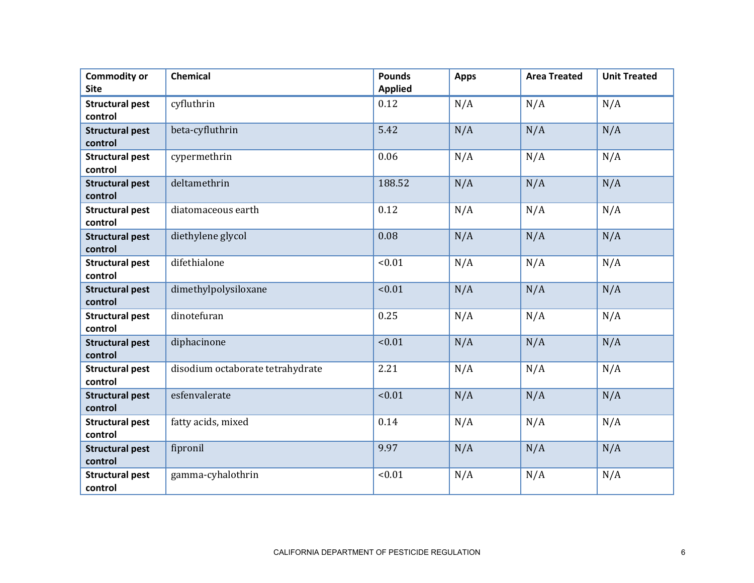| Commodity or Site | Chemical | Pounds Applied | Apps | Area Treated | Unit Treated |
|---|---|---|---|---|---|
| **Structural pest control** | cyfluthrin | 0.12 | N/A | N/A | N/A |
| **Structural pest control** | beta-cyfluthrin | 5.42 | N/A | N/A | N/A |
| **Structural pest control** | cypermethrin | 0.06 | N/A | N/A | N/A |
| **Structural pest control** | deltamethrin | 188.52 | N/A | N/A | N/A |
| **Structural pest control** | diatomaceous earth | 0.12 | N/A | N/A | N/A |
| **Structural pest control** | diethylene glycol | 0.08 | N/A | N/A | N/A |
| **Structural pest control** | difethialone | <0.01 | N/A | N/A | N/A |
| **Structural pest control** | dimethylpolysiloxane | <0.01 | N/A | N/A | N/A |
| **Structural pest control** | dinotefuran | 0.25 | N/A | N/A | N/A |
| **Structural pest control** | diphacinone | <0.01 | N/A | N/A | N/A |
| **Structural pest control** | disodium octaborate tetrahydrate | 2.21 | N/A | N/A | N/A |
| **Structural pest control** | esfenvalerate | <0.01 | N/A | N/A | N/A |
| **Structural pest control** | fatty acids, mixed | 0.14 | N/A | N/A | N/A |
| **Structural pest control** | fipronil | 9.97 | N/A | N/A | N/A |
| **Structural pest control** | gamma-cyhalothrin | <0.01 | N/A | N/A | N/A |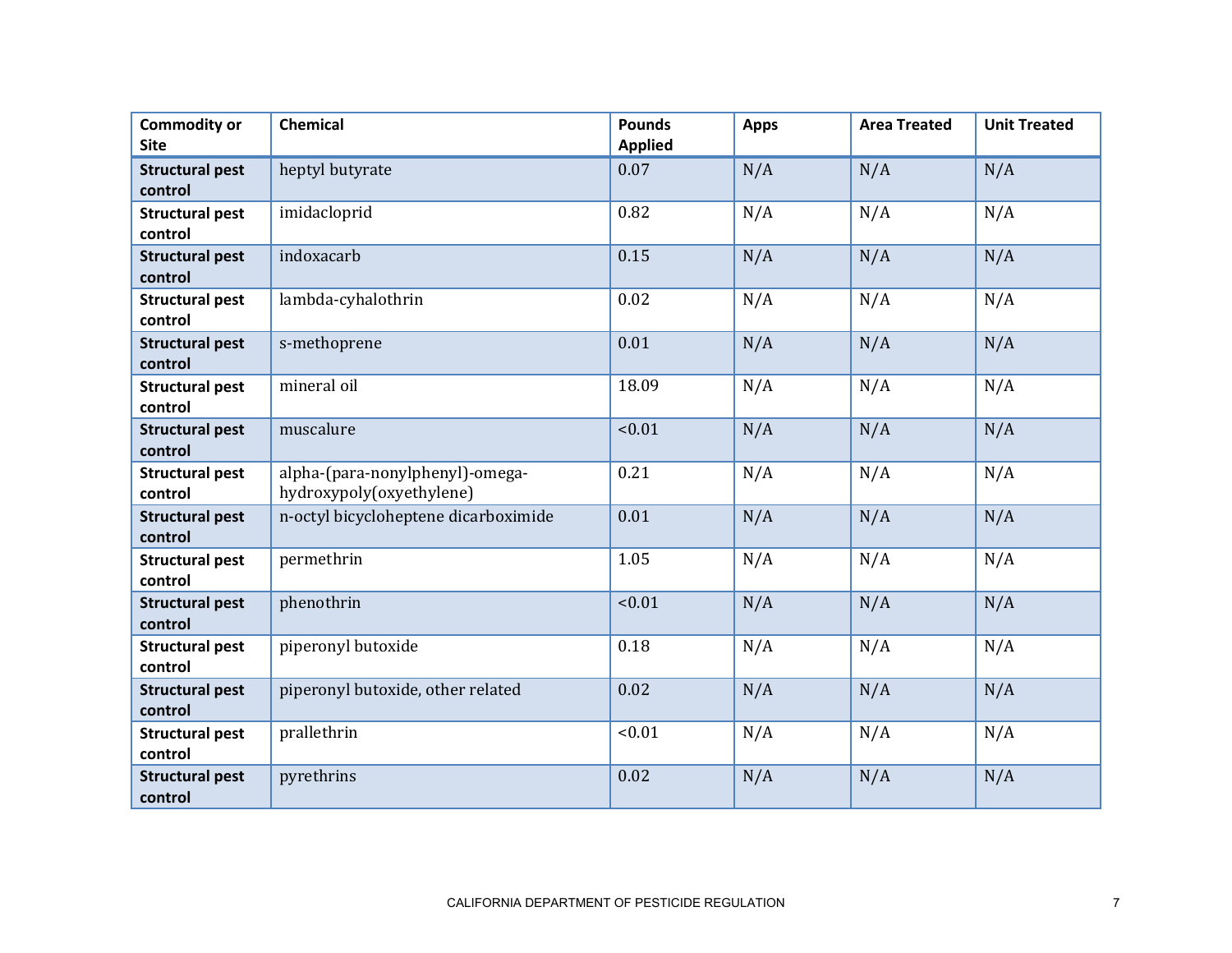| Commodity or Site | Chemical | Pounds Applied | Apps | Area Treated | Unit Treated |
| --- | --- | --- | --- | --- | --- |
| **Structural pest control** | heptyl butyrate | 0.07 | N/A | N/A | N/A |
| **Structural pest control** | imidacloprid | 0.82 | N/A | N/A | N/A |
| **Structural pest control** | indoxacarb | 0.15 | N/A | N/A | N/A |
| **Structural pest control** | lambda-cyhalothrin | 0.02 | N/A | N/A | N/A |
| **Structural pest control** | s-methoprene | 0.01 | N/A | N/A | N/A |
| **Structural pest control** | mineral oil | 18.09 | N/A | N/A | N/A |
| **Structural pest control** | muscalure | <0.01 | N/A | N/A | N/A |
| **Structural pest control** | alpha-(para-nonylphenyl)-omega-hydroxypoly(oxyethylene) | 0.21 | N/A | N/A | N/A |
| **Structural pest control** | n-octyl bicycloheptene dicarboximide | 0.01 | N/A | N/A | N/A |
| **Structural pest control** | permethrin | 1.05 | N/A | N/A | N/A |
| **Structural pest control** | phenothrin | <0.01 | N/A | N/A | N/A |
| **Structural pest control** | piperonyl butoxide | 0.18 | N/A | N/A | N/A |
| **Structural pest control** | piperonyl butoxide, other related | 0.02 | N/A | N/A | N/A |
| **Structural pest control** | prallethrin | <0.01 | N/A | N/A | N/A |
| **Structural pest control** | pyrethrins | 0.02 | N/A | N/A | N/A |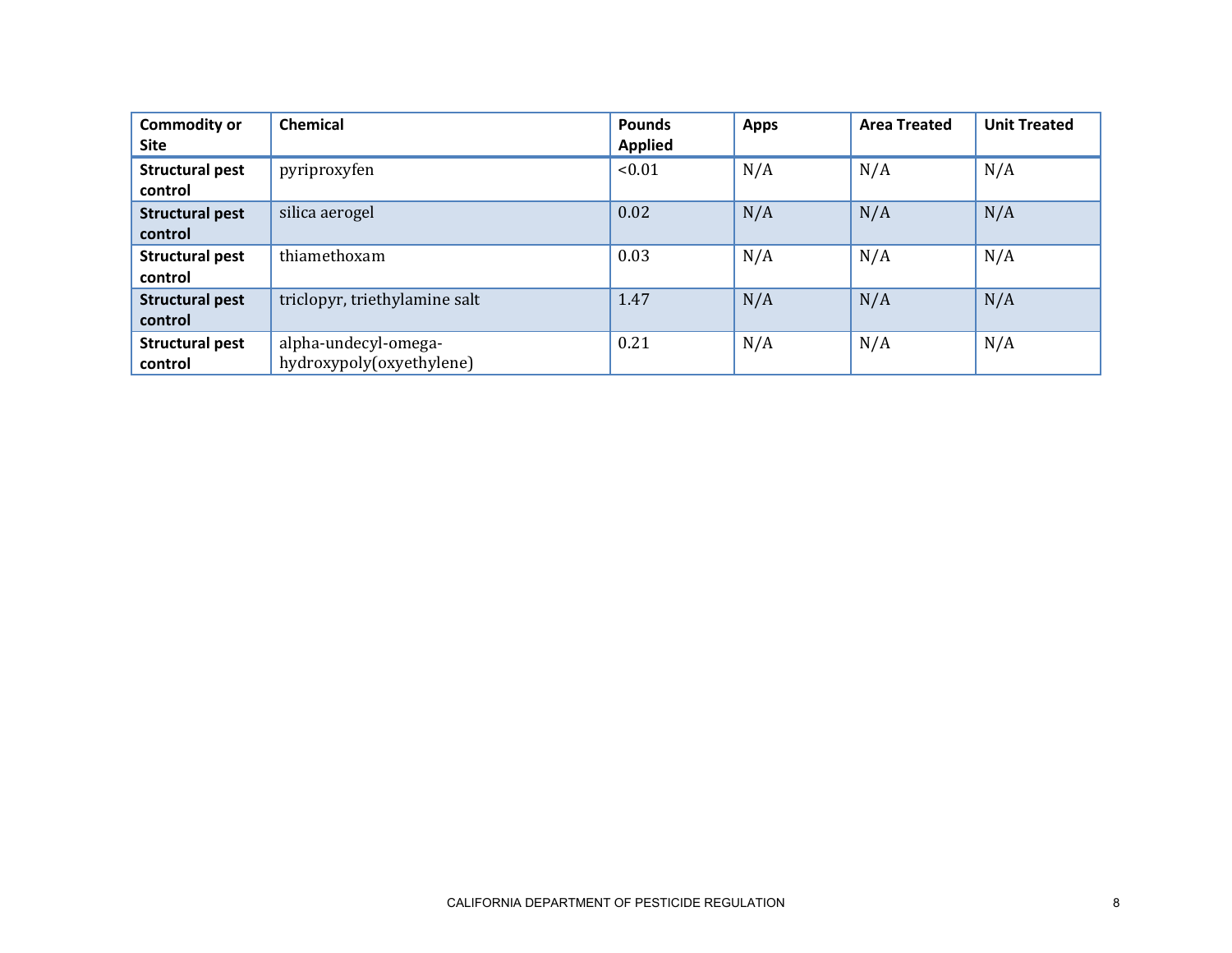| Commodity or Site | Chemical | Pounds Applied | Apps | Area Treated | Unit Treated |
|---|---|---|---|---|---|
| **Structural pest control** | pyriproxyfen | <0.01 | N/A | N/A | N/A |
| **Structural pest control** | silica aerogel | 0.02 | N/A | N/A | N/A |
| **Structural pest control** | thiamethoxam | 0.03 | N/A | N/A | N/A |
| **Structural pest control** | triclopyr, triethylamine salt | 1.47 | N/A | N/A | N/A |
| **Structural pest control** | alpha-undecyl-omega-hydroxypoly(oxyethylene) | 0.21 | N/A | N/A | N/A |